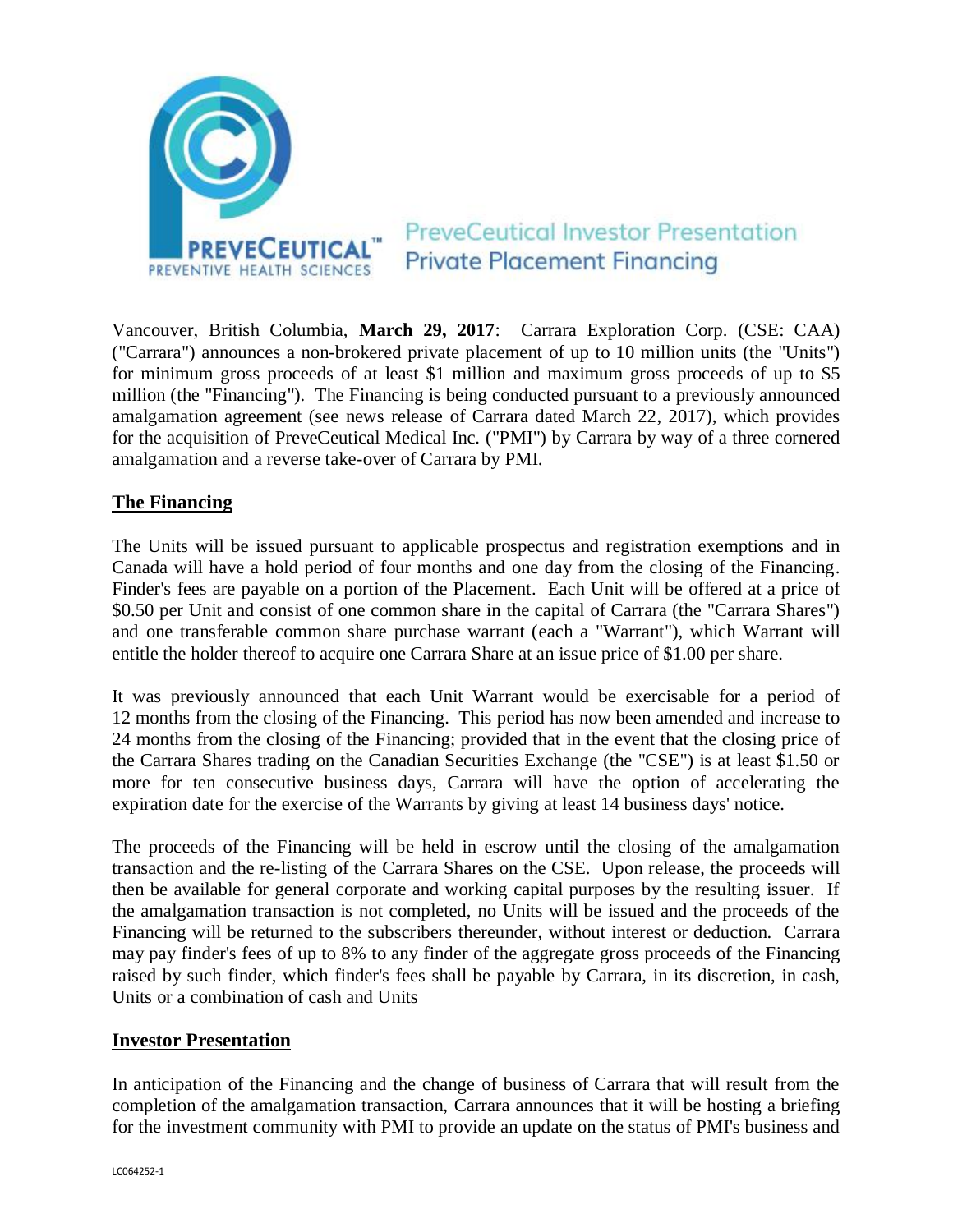PREVECEUTICAL™
PREVENTIVE HEALTH SCIENCES

PreveCeutical Investor Presentation
Private Placement Financing

Vancouver, British Columbia, **March 29, 2017**: Carrara Exploration Corp. (CSE: CAA) ("Carrara") announces a non-brokered private placement of up to 10 million units (the "Units") for minimum gross proceeds of at least $1 million and maximum gross proceeds of up to $5 million (the "Financing"). The Financing is being conducted pursuant to a previously announced amalgamation agreement (see news release of Carrara dated March 22, 2017), which provides for the acquisition of PreveCeutical Medical Inc. ("PMI") by Carrara by way of a three cornered amalgamation and a reverse take-over of Carrara by PMI.

## The Financing

The Units will be issued pursuant to applicable prospectus and registration exemptions and in Canada will have a hold period of four months and one day from the closing of the Financing. Finder's fees are payable on a portion of the Placement. Each Unit will be offered at a price of $0.50 per Unit and consist of one common share in the capital of Carrara (the "Carrara Shares") and one transferable common share purchase warrant (each a "Warrant"), which Warrant will entitle the holder thereof to acquire one Carrara Share at an issue price of $1.00 per share.

It was previously announced that each Unit Warrant would be exercisable for a period of 12 months from the closing of the Financing. This period has now been amended and increase to 24 months from the closing of the Financing; provided that in the event that the closing price of the Carrara Shares trading on the Canadian Securities Exchange (the "CSE") is at least $1.50 or more for ten consecutive business days, Carrara will have the option of accelerating the expiration date for the exercise of the Warrants by giving at least 14 business days' notice.

The proceeds of the Financing will be held in escrow until the closing of the amalgamation transaction and the re-listing of the Carrara Shares on the CSE. Upon release, the proceeds will then be available for general corporate and working capital purposes by the resulting issuer. If the amalgamation transaction is not completed, no Units will be issued and the proceeds of the Financing will be returned to the subscribers thereunder, without interest or deduction. Carrara may pay finder's fees of up to 8% to any finder of the aggregate gross proceeds of the Financing raised by such finder, which finder's fees shall be payable by Carrara, in its discretion, in cash, Units or a combination of cash and Units

## Investor Presentation

In anticipation of the Financing and the change of business of Carrara that will result from the completion of the amalgamation transaction, Carrara announces that it will be hosting a briefing for the investment community with PMI to provide an update on the status of PMI's business and

LC064252-1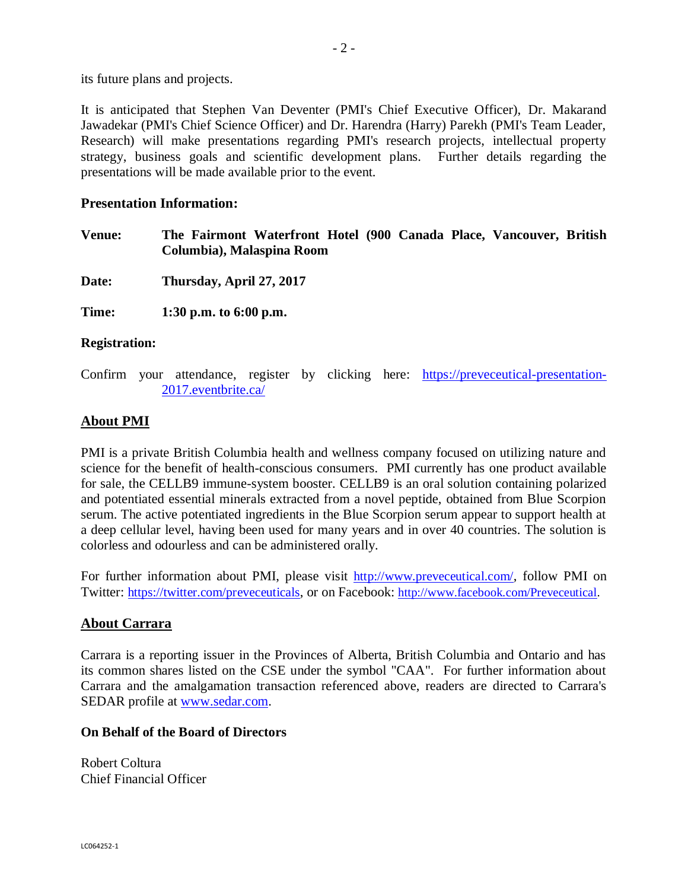its future plans and projects.

It is anticipated that Stephen Van Deventer (PMI's Chief Executive Officer), Dr. Makarand Jawadekar (PMI's Chief Science Officer) and Dr. Harendra (Harry) Parekh (PMI's Team Leader, Research) will make presentations regarding PMI's research projects, intellectual property strategy, business goals and scientific development plans. Further details regarding the presentations will be made available prior to the event.

**Presentation Information:**

**Venue:** **The Fairmont Waterfront Hotel (900 Canada Place, Vancouver, British Columbia), Malaspina Room**

**Date:** **Thursday, April 27, 2017**

**Time:** **1:30 p.m. to 6:00 p.m.**

**Registration:**

Confirm your attendance, register by clicking here: https://preveceutical-presentation-2017.eventbrite.ca/

## About PMI

PMI is a private British Columbia health and wellness company focused on utilizing nature and science for the benefit of health-conscious consumers. PMI currently has one product available for sale, the CELLB9 immune-system booster. CELLB9 is an oral solution containing polarized and potentiated essential minerals extracted from a novel peptide, obtained from Blue Scorpion serum. The active potentiated ingredients in the Blue Scorpion serum appear to support health at a deep cellular level, having been used for many years and in over 40 countries. The solution is colorless and odourless and can be administered orally.

For further information about PMI, please visit http://www.preveceutical.com/, follow PMI on Twitter: https://twitter.com/preveceuticals, or on Facebook: http://www.facebook.com/Preveceutical.

## About Carrara

Carrara is a reporting issuer in the Provinces of Alberta, British Columbia and Ontario and has its common shares listed on the CSE under the symbol "CAA". For further information about Carrara and the amalgamation transaction referenced above, readers are directed to Carrara's SEDAR profile at www.sedar.com.

**On Behalf of the Board of Directors**

Robert Coltura
Chief Financial Officer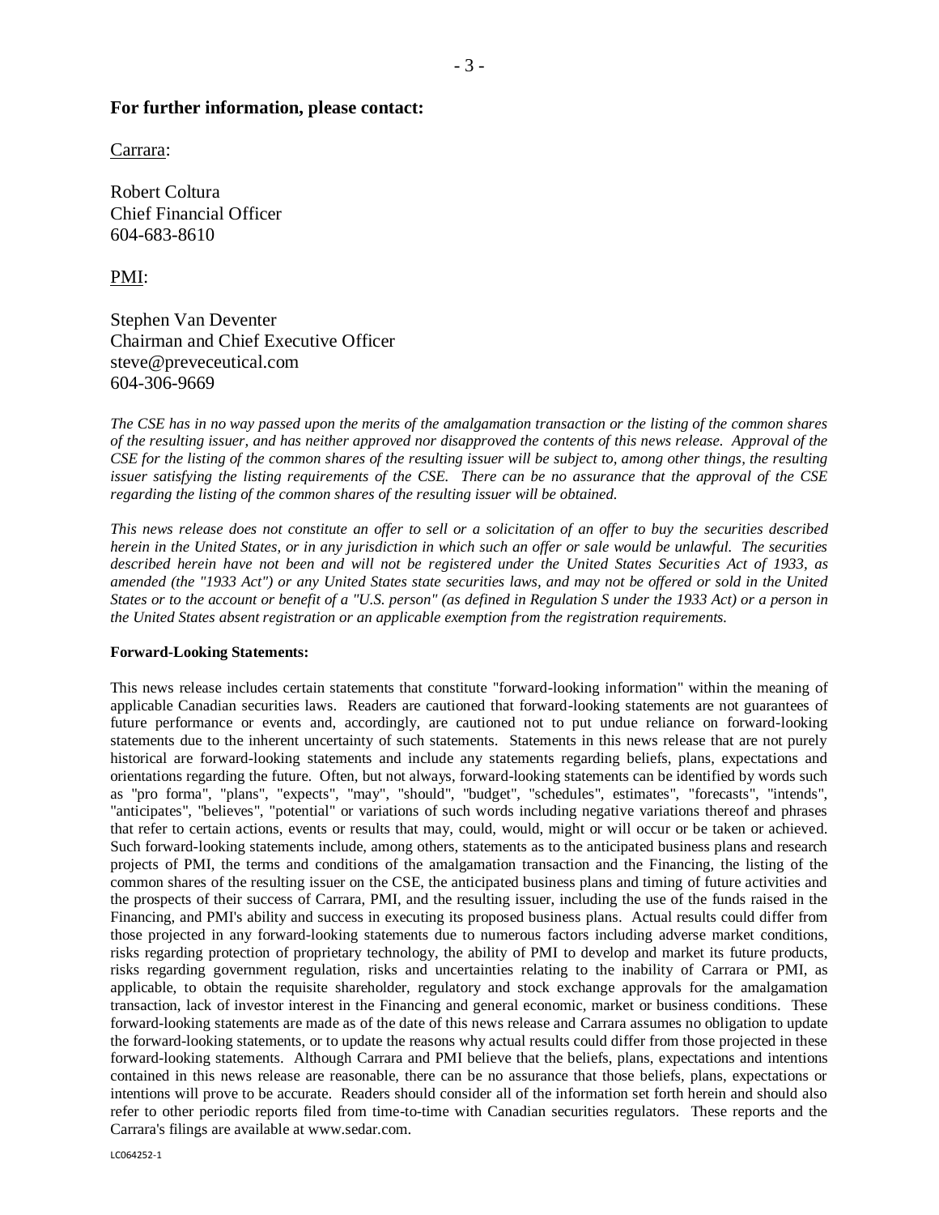**For further information, please contact:**

Carrara:

Robert Coltura
Chief Financial Officer
604-683-8610

PMI:

Stephen Van Deventer
Chairman and Chief Executive Officer
steve@preveceutical.com
604-306-9669

*The CSE has in no way passed upon the merits of the amalgamation transaction or the listing of the common shares of the resulting issuer, and has neither approved nor disapproved the contents of this news release. Approval of the CSE for the listing of the common shares of the resulting issuer will be subject to, among other things, the resulting issuer satisfying the listing requirements of the CSE. There can be no assurance that the approval of the CSE regarding the listing of the common shares of the resulting issuer will be obtained.*

*This news release does not constitute an offer to sell or a solicitation of an offer to buy the securities described herein in the United States, or in any jurisdiction in which such an offer or sale would be unlawful. The securities described herein have not been and will not be registered under the United States Securities Act of 1933, as amended (the "1933 Act") or any United States state securities laws, and may not be offered or sold in the United States or to the account or benefit of a "U.S. person" (as defined in Regulation S under the 1933 Act) or a person in the United States absent registration or an applicable exemption from the registration requirements.*

**Forward-Looking Statements:**

This news release includes certain statements that constitute "forward-looking information" within the meaning of applicable Canadian securities laws. Readers are cautioned that forward-looking statements are not guarantees of future performance or events and, accordingly, are cautioned not to put undue reliance on forward-looking statements due to the inherent uncertainty of such statements. Statements in this news release that are not purely historical are forward-looking statements and include any statements regarding beliefs, plans, expectations and orientations regarding the future. Often, but not always, forward-looking statements can be identified by words such as "pro forma", "plans", "expects", "may", "should", "budget", "schedules", estimates", "forecasts", "intends", "anticipates", "believes", "potential" or variations of such words including negative variations thereof and phrases that refer to certain actions, events or results that may, could, would, might or will occur or be taken or achieved. Such forward-looking statements include, among others, statements as to the anticipated business plans and research projects of PMI, the terms and conditions of the amalgamation transaction and the Financing, the listing of the common shares of the resulting issuer on the CSE, the anticipated business plans and timing of future activities and the prospects of their success of Carrara, PMI, and the resulting issuer, including the use of the funds raised in the Financing, and PMI's ability and success in executing its proposed business plans. Actual results could differ from those projected in any forward-looking statements due to numerous factors including adverse market conditions, risks regarding protection of proprietary technology, the ability of PMI to develop and market its future products, risks regarding government regulation, risks and uncertainties relating to the inability of Carrara or PMI, as applicable, to obtain the requisite shareholder, regulatory and stock exchange approvals for the amalgamation transaction, lack of investor interest in the Financing and general economic, market or business conditions. These forward-looking statements are made as of the date of this news release and Carrara assumes no obligation to update the forward-looking statements, or to update the reasons why actual results could differ from those projected in these forward-looking statements. Although Carrara and PMI believe that the beliefs, plans, expectations and intentions contained in this news release are reasonable, there can be no assurance that those beliefs, plans, expectations or intentions will prove to be accurate. Readers should consider all of the information set forth herein and should also refer to other periodic reports filed from time-to-time with Canadian securities regulators. These reports and the Carrara's filings are available at www.sedar.com.